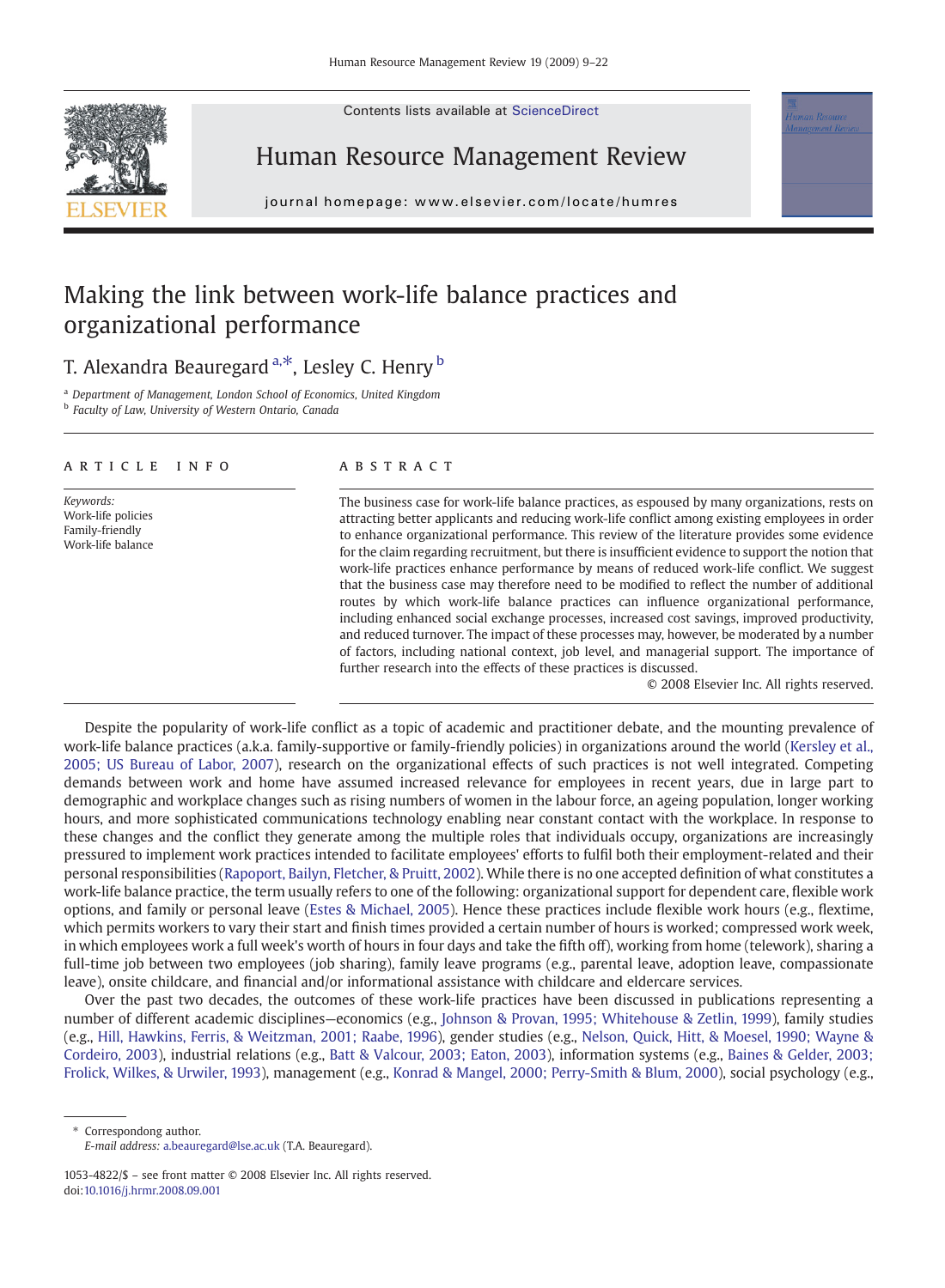Contents lists available at ScienceDirect

# Human Resource Management Review

journal homepage: www.elsevier.com/locate/humres

# Making the link between work-life balance practices and organizational performance

T. Alexandra Beauregard [a,*], Lesley C. Henry [b]

[a] Department of Management, London School of Economics, United Kingdom
[b] Faculty of Law, University of Western Ontario, Canada

**ARTICLE INFO**

*Keywords:*
Work-life policies
Family-friendly
Work-life balance

**ABSTRACT**

The business case for work-life balance practices, as espoused by many organizations, rests on attracting better applicants and reducing work-life conflict among existing employees in order to enhance organizational performance. This review of the literature provides some evidence for the claim regarding recruitment, but there is insufficient evidence to support the notion that work-life practices enhance performance by means of reduced work-life conflict. We suggest that the business case may therefore need to be modified to reflect the number of additional routes by which work-life balance practices can influence organizational performance, including enhanced social exchange processes, increased cost savings, improved productivity, and reduced turnover. The impact of these processes may, however, be moderated by a number of factors, including national context, job level, and managerial support. The importance of further research into the effects of these practices is discussed.

© 2008 Elsevier Inc. All rights reserved.

Despite the popularity of work-life conflict as a topic of academic and practitioner debate, and the mounting prevalence of work-life balance practices (a.k.a. family-supportive or family-friendly policies) in organizations around the world (Kersley et al., 2005; US Bureau of Labor, 2007), research on the organizational effects of such practices is not well integrated. Competing demands between work and home have assumed increased relevance for employees in recent years, due in large part to demographic and workplace changes such as rising numbers of women in the labour force, an ageing population, longer working hours, and more sophisticated communications technology enabling near constant contact with the workplace. In response to these changes and the conflict they generate among the multiple roles that individuals occupy, organizations are increasingly pressured to implement work practices intended to facilitate employees' efforts to fulfil both their employment-related and their personal responsibilities (Rapoport, Bailyn, Fletcher, & Pruitt, 2002). While there is no one accepted definition of what constitutes a work-life balance practice, the term usually refers to one of the following: organizational support for dependent care, flexible work options, and family or personal leave (Estes & Michael, 2005). Hence these practices include flexible work hours (e.g., flextime, which permits workers to vary their start and finish times provided a certain number of hours is worked; compressed work week, in which employees work a full week's worth of hours in four days and take the fifth off), working from home (telework), sharing a full-time job between two employees (job sharing), family leave programs (e.g., parental leave, adoption leave, compassionate leave), onsite childcare, and financial and/or informational assistance with childcare and eldercare services.

Over the past two decades, the outcomes of these work-life practices have been discussed in publications representing a number of different academic disciplines—economics (e.g., Johnson & Provan, 1995; Whitehouse & Zetlin, 1999), family studies (e.g., Hill, Hawkins, Ferris, & Weitzman, 2001; Raabe, 1996), gender studies (e.g., Nelson, Quick, Hitt, & Moesel, 1990; Wayne & Cordeiro, 2003), industrial relations (e.g., Batt & Valcour, 2003; Eaton, 2003), information systems (e.g., Baines & Gelder, 2003; Frolick, Wilkes, & Urwiler, 1993), management (e.g., Konrad & Mangel, 2000; Perry-Smith & Blum, 2000), social psychology (e.g.,

\* Correspondong author.
*E-mail address:* a.beauregard@lse.ac.uk (T.A. Beauregard).

1053-4822/$ – see front matter © 2008 Elsevier Inc. All rights reserved.
doi:10.1016/j.hrmr.2008.09.001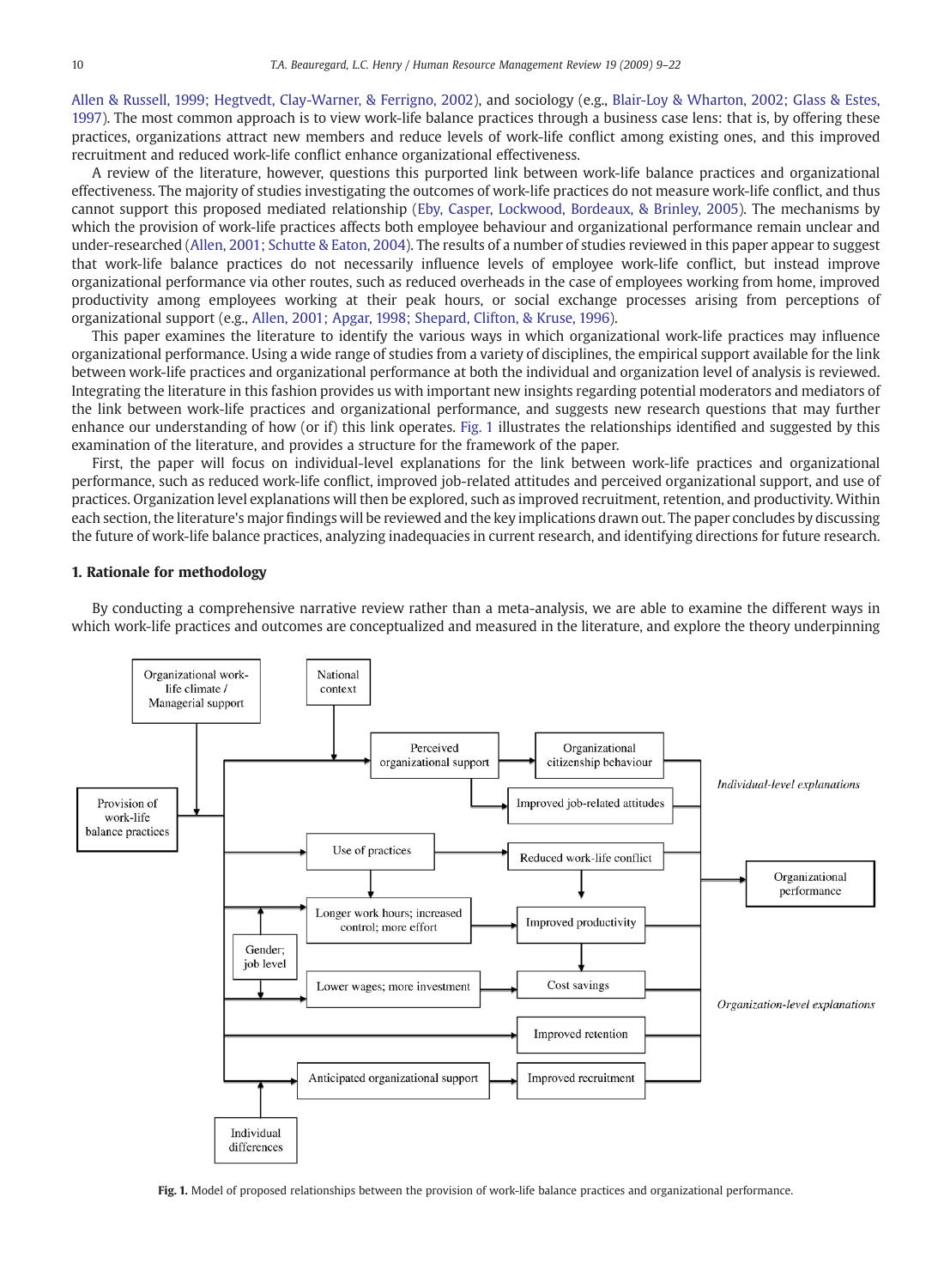Allen & Russell, 1999; Hegtvedt, Clay-Warner, & Ferrigno, 2002), and sociology (e.g., Blair-Loy & Wharton, 2002; Glass & Estes, 1997). The most common approach is to view work-life balance practices through a business case lens: that is, by offering these practices, organizations attract new members and reduce levels of work-life conflict among existing ones, and this improved recruitment and reduced work-life conflict enhance organizational effectiveness.

A review of the literature, however, questions this purported link between work-life balance practices and organizational effectiveness. The majority of studies investigating the outcomes of work-life practices do not measure work-life conflict, and thus cannot support this proposed mediated relationship (Eby, Casper, Lockwood, Bordeaux, & Brinley, 2005). The mechanisms by which the provision of work-life practices affects both employee behaviour and organizational performance remain unclear and under-researched (Allen, 2001; Schutte & Eaton, 2004). The results of a number of studies reviewed in this paper appear to suggest that work-life balance practices do not necessarily influence levels of employee work-life conflict, but instead improve organizational performance via other routes, such as reduced overheads in the case of employees working from home, improved productivity among employees working at their peak hours, or social exchange processes arising from perceptions of organizational support (e.g., Allen, 2001; Apgar, 1998; Shepard, Clifton, & Kruse, 1996).

This paper examines the literature to identify the various ways in which organizational work-life practices may influence organizational performance. Using a wide range of studies from a variety of disciplines, the empirical support available for the link between work-life practices and organizational performance at both the individual and organization level of analysis is reviewed. Integrating the literature in this fashion provides us with important new insights regarding potential moderators and mediators of the link between work-life practices and organizational performance, and suggests new research questions that may further enhance our understanding of how (or if) this link operates. Fig. 1 illustrates the relationships identified and suggested by this examination of the literature, and provides a structure for the framework of the paper.

First, the paper will focus on individual-level explanations for the link between work-life practices and organizational performance, such as reduced work-life conflict, improved job-related attitudes and perceived organizational support, and use of practices. Organization level explanations will then be explored, such as improved recruitment, retention, and productivity. Within each section, the literature's major findings will be reviewed and the key implications drawn out. The paper concludes by discussing the future of work-life balance practices, analyzing inadequacies in current research, and identifying directions for future research.

## 1. Rationale for methodology

By conducting a comprehensive narrative review rather than a meta-analysis, we are able to examine the different ways in which work-life practices and outcomes are conceptualized and measured in the literature, and explore the theory underpinning

**Fig. 1.** Model of proposed relationships between the provision of work-life balance practices and organizational performance.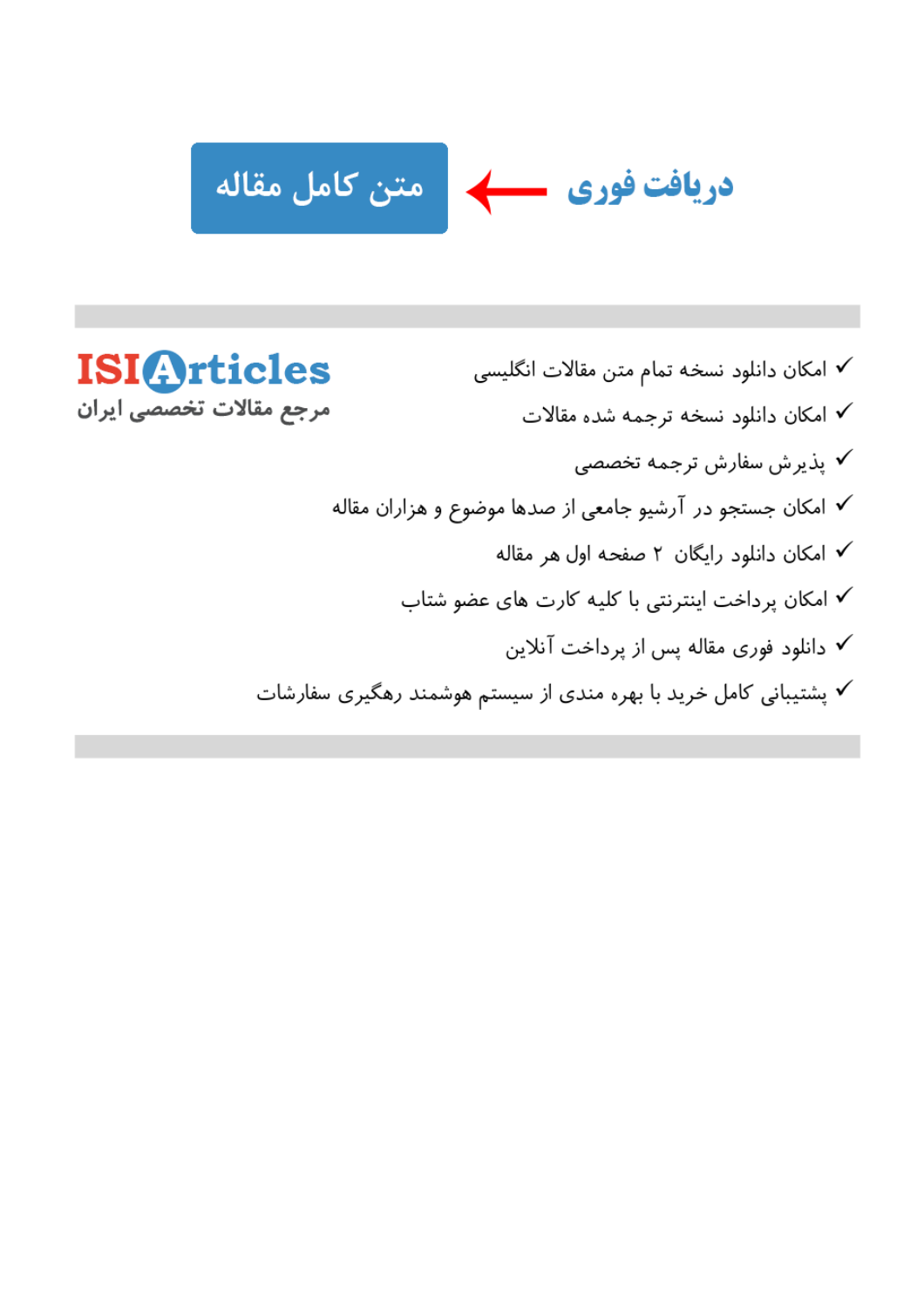دریافت فوری ← **متن کامل مقاله**

**ISIArticles**
مرجع مقالات تخصصی ایران

- ✓ امکان دانلود نسخه تمام متن مقالات انگلیسی
- ✓ امکان دانلود نسخه ترجمه شده مقالات
- ✓ پذیرش سفارش ترجمه تخصصی
- ✓ امکان جستجو در آرشیو جامعی از صدها موضوع و هزاران مقاله
- ✓ امکان دانلود رایگان ۲ صفحه اول هر مقاله
- ✓ امکان پرداخت اینترنتی با کلیه کارت های عضو شتاب
- ✓ دانلود فوری مقاله پس از پرداخت آنلاین
- ✓ پشتیبانی کامل خرید با بهره مندی از سیستم هوشمند رهگیری سفارشات